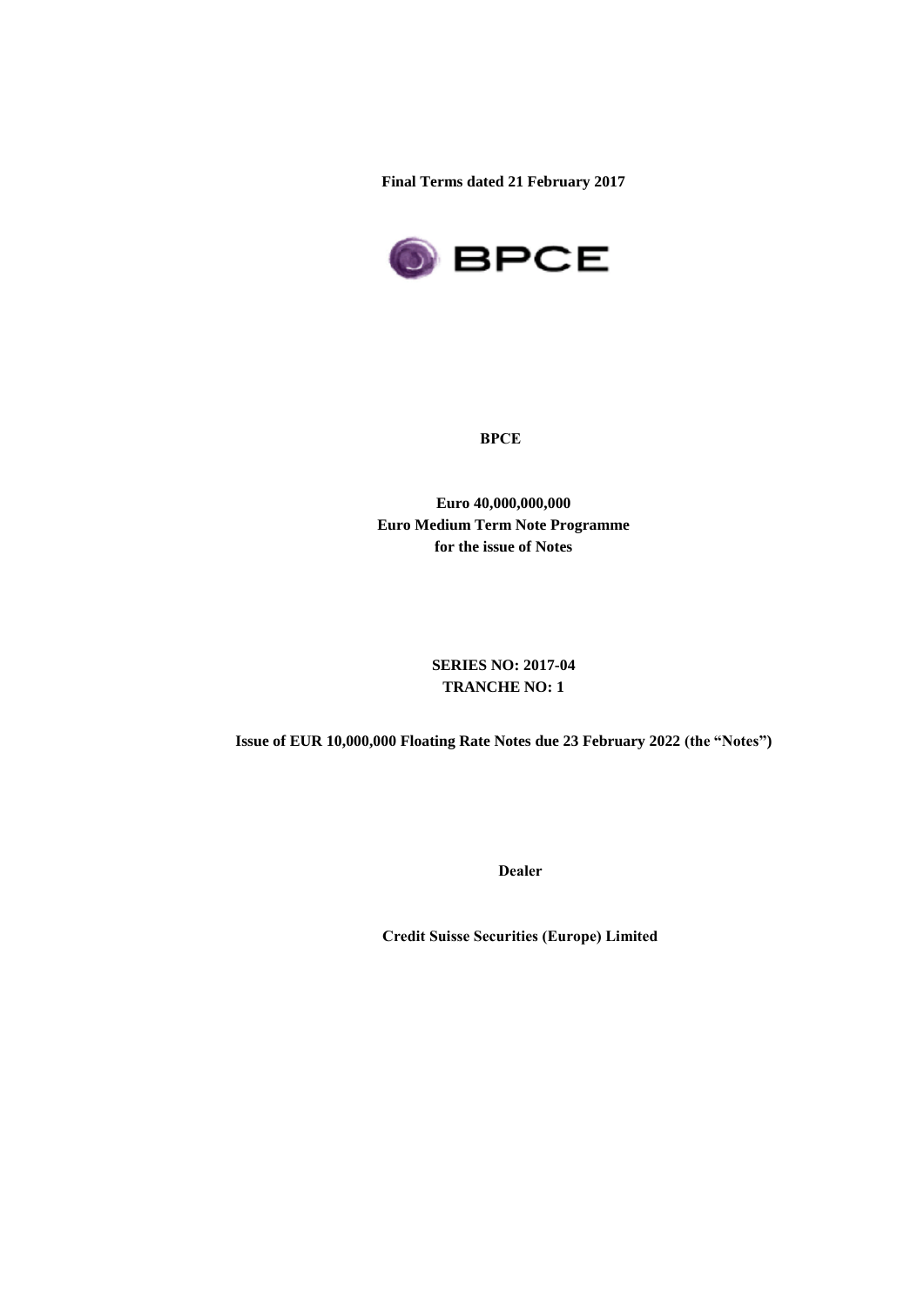**Final Terms dated 21 February 2017**

**BPCE**

**Euro 40,000,000,000**
**Euro Medium Term Note Programme**
**for the issue of Notes**

**SERIES NO: 2017-04**
**TRANCHE NO: 1**

**Issue of EUR 10,000,000 Floating Rate Notes due 23 February 2022 (the "Notes")**

**Dealer**

**Credit Suisse Securities (Europe) Limited**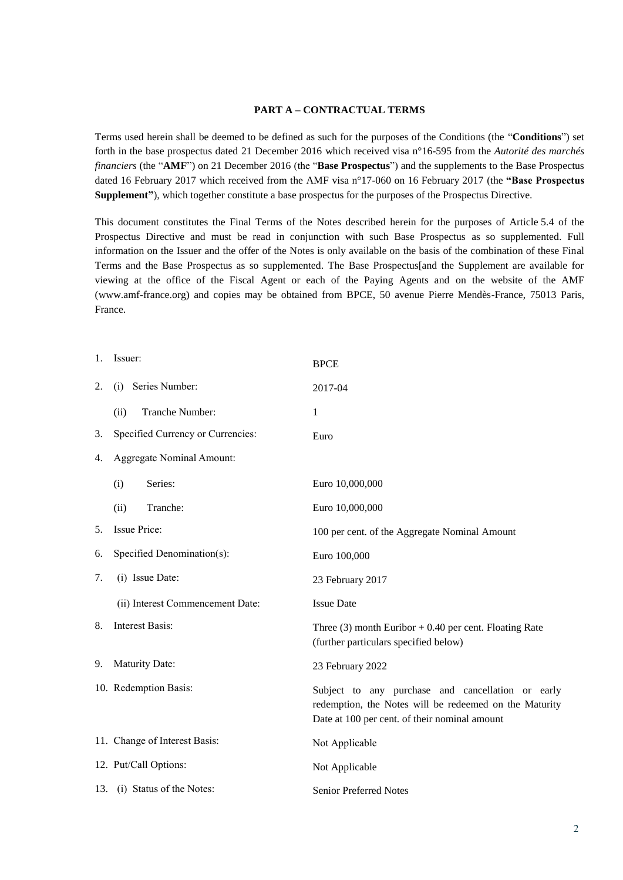## PART A – CONTRACTUAL TERMS

Terms used herein shall be deemed to be defined as such for the purposes of the Conditions (the "**Conditions**") set forth in the base prospectus dated 21 December 2016 which received visa n°16-595 from the *Autorité des marchés financiers* (the "**AMF**") on 21 December 2016 (the "**Base Prospectus**") and the supplements to the Base Prospectus dated 16 February 2017 which received from the AMF visa n°17-060 on 16 February 2017 (the **"Base Prospectus Supplement"**), which together constitute a base prospectus for the purposes of the Prospectus Directive.

This document constitutes the Final Terms of the Notes described herein for the purposes of Article 5.4 of the Prospectus Directive and must be read in conjunction with such Base Prospectus as so supplemented. Full information on the Issuer and the offer of the Notes is only available on the basis of the combination of these Final Terms and the Base Prospectus as so supplemented. The Base Prospectus[and the Supplement are available for viewing at the office of the Fiscal Agent or each of the Paying Agents and on the website of the AMF (www.amf-france.org) and copies may be obtained from BPCE, 50 avenue Pierre Mendès-France, 75013 Paris, France.

| | |
|---|---|
| 1. Issuer: | BPCE |
| 2. (i) Series Number: | 2017-04 |
| (ii) Tranche Number: | 1 |
| 3. Specified Currency or Currencies: | Euro |
| 4. Aggregate Nominal Amount: | |
| (i) Series: | Euro 10,000,000 |
| (ii) Tranche: | Euro 10,000,000 |
| 5. Issue Price: | 100 per cent. of the Aggregate Nominal Amount |
| 6. Specified Denomination(s): | Euro 100,000 |
| 7. (i) Issue Date: | 23 February 2017 |
| (ii) Interest Commencement Date: | Issue Date |
| 8. Interest Basis: | Three (3) month Euribor + 0.40 per cent. Floating Rate (further particulars specified below) |
| 9. Maturity Date: | 23 February 2022 |
| 10. Redemption Basis: | Subject to any purchase and cancellation or early redemption, the Notes will be redeemed on the Maturity Date at 100 per cent. of their nominal amount |
| 11. Change of Interest Basis: | Not Applicable |
| 12. Put/Call Options: | Not Applicable |
| 13. (i) Status of the Notes: | Senior Preferred Notes |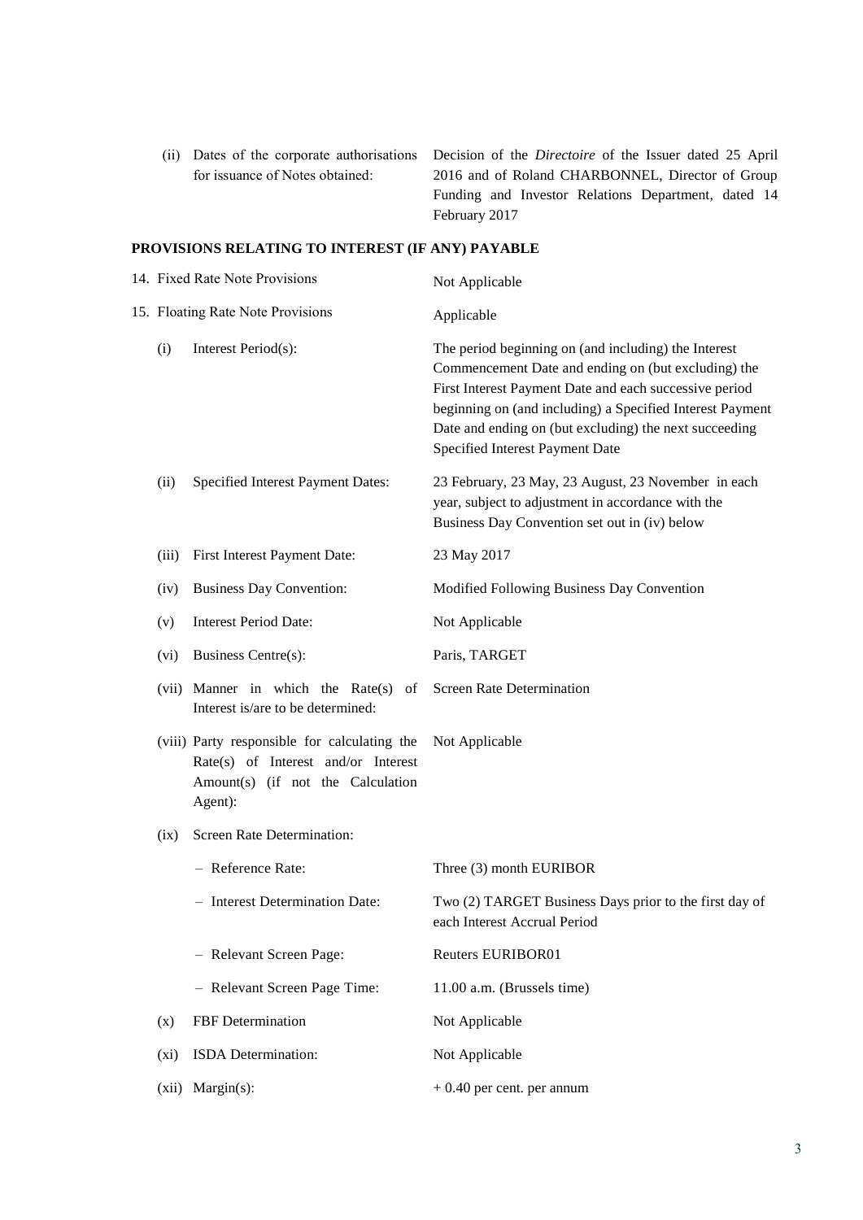| | |
|---|---|
| (ii) Dates of the corporate authorisations for issuance of Notes obtained: | Decision of the *Directoire* of the Issuer dated 25 April 2016 and of Roland CHARBONNEL, Director of Group Funding and Investor Relations Department, dated 14 February 2017 |

**PROVISIONS RELATING TO INTEREST (IF ANY) PAYABLE**

| | |
|---|---|
| 14. Fixed Rate Note Provisions | Not Applicable |
| 15. Floating Rate Note Provisions | Applicable |
| (i) Interest Period(s): | The period beginning on (and including) the Interest Commencement Date and ending on (but excluding) the First Interest Payment Date and each successive period beginning on (and including) a Specified Interest Payment Date and ending on (but excluding) the next succeeding Specified Interest Payment Date |
| (ii) Specified Interest Payment Dates: | 23 February, 23 May, 23 August, 23 November in each year, subject to adjustment in accordance with the Business Day Convention set out in (iv) below |
| (iii) First Interest Payment Date: | 23 May 2017 |
| (iv) Business Day Convention: | Modified Following Business Day Convention |
| (v) Interest Period Date: | Not Applicable |
| (vi) Business Centre(s): | Paris, TARGET |
| (vii) Manner in which the Rate(s) of Interest is/are to be determined: | Screen Rate Determination |
| (viii) Party responsible for calculating the Rate(s) of Interest and/or Interest Amount(s) (if not the Calculation Agent): | Not Applicable |
| (ix) Screen Rate Determination: | |
| – Reference Rate: | Three (3) month EURIBOR |
| – Interest Determination Date: | Two (2) TARGET Business Days prior to the first day of each Interest Accrual Period |
| – Relevant Screen Page: | Reuters EURIBOR01 |
| – Relevant Screen Page Time: | 11.00 a.m. (Brussels time) |
| (x) FBF Determination | Not Applicable |
| (xi) ISDA Determination: | Not Applicable |
| (xii) Margin(s): | + 0.40 per cent. per annum |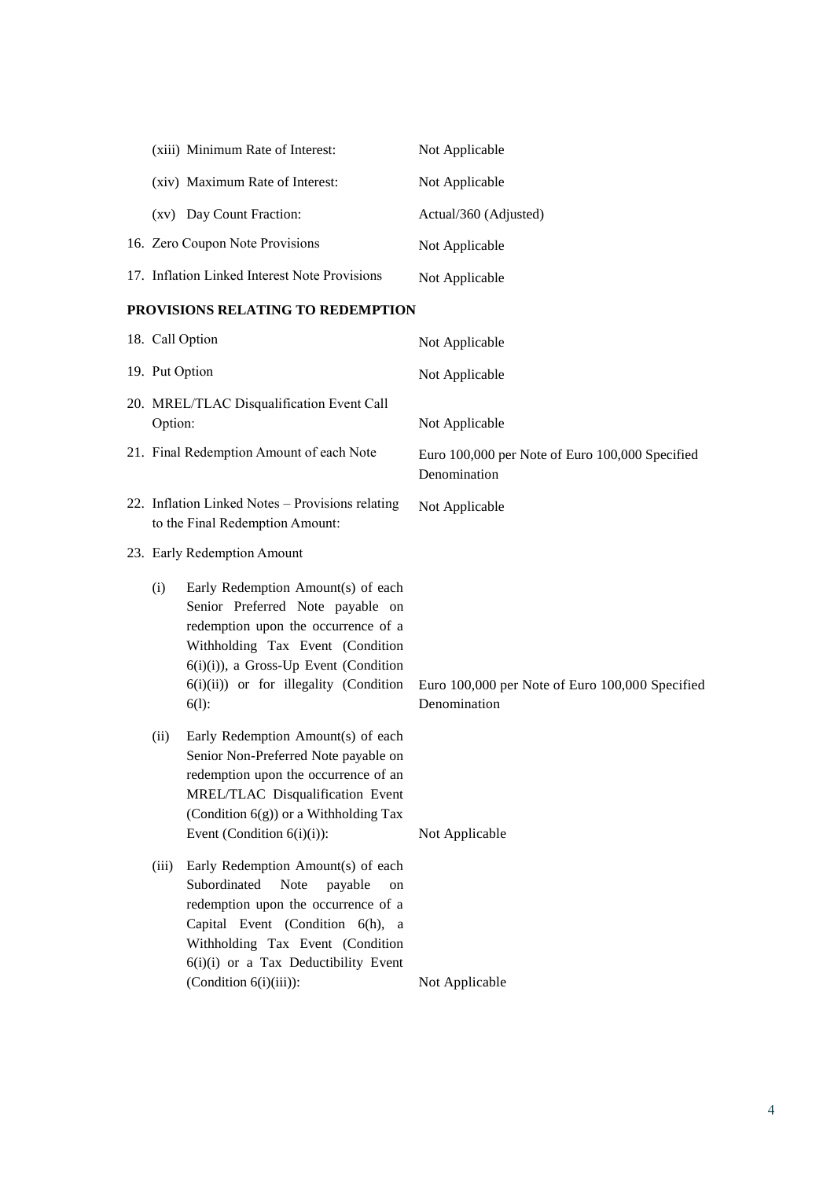| | |
|---|---|
| (xiii) Minimum Rate of Interest: | Not Applicable |
| (xiv) Maximum Rate of Interest: | Not Applicable |
| (xv) Day Count Fraction: | Actual/360 (Adjusted) |
| 16. Zero Coupon Note Provisions | Not Applicable |
| 17. Inflation Linked Interest Note Provisions | Not Applicable |

**PROVISIONS RELATING TO REDEMPTION**

| | |
|---|---|
| 18. Call Option | Not Applicable |
| 19. Put Option | Not Applicable |
| 20. MREL/TLAC Disqualification Event Call Option: | Not Applicable |
| 21. Final Redemption Amount of each Note | Euro 100,000 per Note of Euro 100,000 Specified Denomination |
| 22. Inflation Linked Notes – Provisions relating to the Final Redemption Amount: | Not Applicable |
| 23. Early Redemption Amount | |
| (i) Early Redemption Amount(s) of each Senior Preferred Note payable on redemption upon the occurrence of a Withholding Tax Event (Condition 6(i)(i)), a Gross-Up Event (Condition 6(i)(ii)) or for illegality (Condition 6(l): | Euro 100,000 per Note of Euro 100,000 Specified Denomination |
| (ii) Early Redemption Amount(s) of each Senior Non-Preferred Note payable on redemption upon the occurrence of an MREL/TLAC Disqualification Event (Condition 6(g)) or a Withholding Tax Event (Condition 6(i)(i)): | Not Applicable |
| (iii) Early Redemption Amount(s) of each Subordinated Note payable on redemption upon the occurrence of a Capital Event (Condition 6(h), a Withholding Tax Event (Condition 6(i)(i) or a Tax Deductibility Event (Condition 6(i)(iii)): | Not Applicable |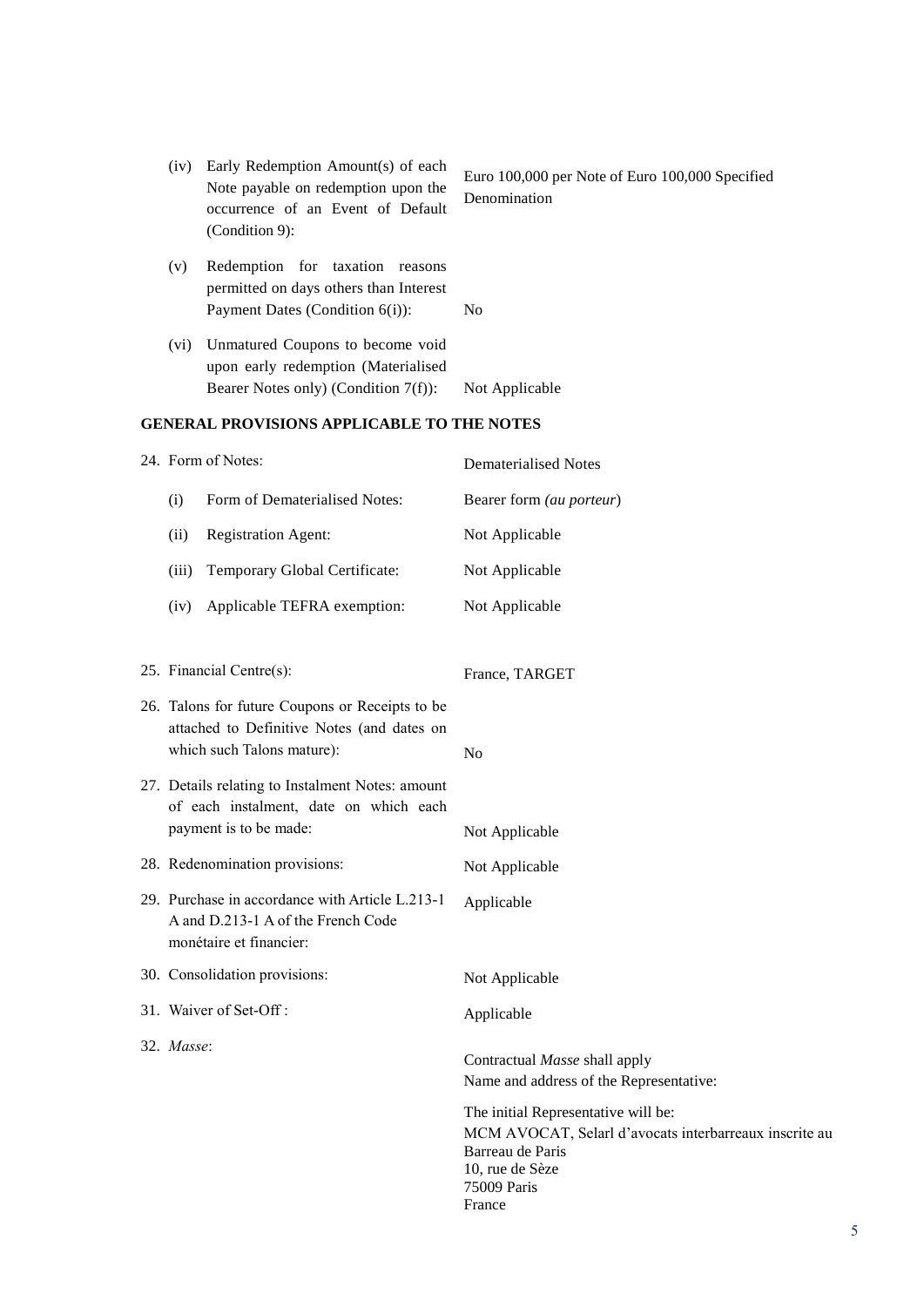| | |
|---|---|
| (iv) Early Redemption Amount(s) of each Note payable on redemption upon the occurrence of an Event of Default (Condition 9): | Euro 100,000 per Note of Euro 100,000 Specified Denomination |
| (v) Redemption for taxation reasons permitted on days others than Interest Payment Dates (Condition 6(i)): | No |
| (vi) Unmatured Coupons to become void upon early redemption (Materialised Bearer Notes only) (Condition 7(f)): | Not Applicable |

**GENERAL PROVISIONS APPLICABLE TO THE NOTES**

| | |
|---|---|
| 24. Form of Notes: | Dematerialised Notes |
| (i) Form of Dematerialised Notes: | Bearer form *(au porteur*) |
| (ii) Registration Agent: | Not Applicable |
| (iii) Temporary Global Certificate: | Not Applicable |
| (iv) Applicable TEFRA exemption: | Not Applicable |
| 25. Financial Centre(s): | France, TARGET |
| 26. Talons for future Coupons or Receipts to be attached to Definitive Notes (and dates on which such Talons mature): | No |
| 27. Details relating to Instalment Notes: amount of each instalment, date on which each payment is to be made: | Not Applicable |
| 28. Redenomination provisions: | Not Applicable |
| 29. Purchase in accordance with Article L.213-1 A and D.213-1 A of the French Code monétaire et financier: | Applicable |
| 30. Consolidation provisions: | Not Applicable |
| 31. Waiver of Set-Off : | Applicable |
| 32. *Masse*: | Contractual *Masse* shall apply<br>Name and address of the Representative:<br><br>The initial Representative will be:<br>MCM AVOCAT, Selarl d'avocats interbarreaux inscrite au Barreau de Paris<br>10, rue de Sèze<br>75009 Paris<br>France |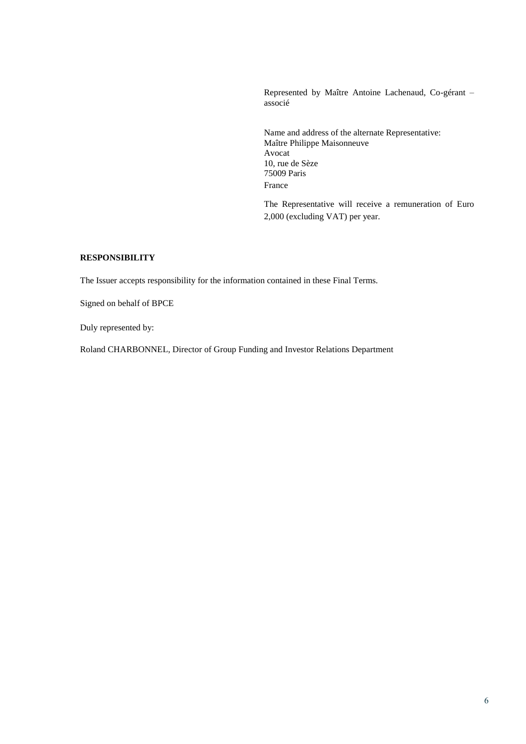Represented by Maître Antoine Lachenaud, Co-gérant – associé

Name and address of the alternate Representative:
Maître Philippe Maisonneuve
Avocat
10, rue de Sèze
75009 Paris
France

The Representative will receive a remuneration of Euro 2,000 (excluding VAT) per year.

**RESPONSIBILITY**

The Issuer accepts responsibility for the information contained in these Final Terms.

Signed on behalf of BPCE

Duly represented by:

Roland CHARBONNEL, Director of Group Funding and Investor Relations Department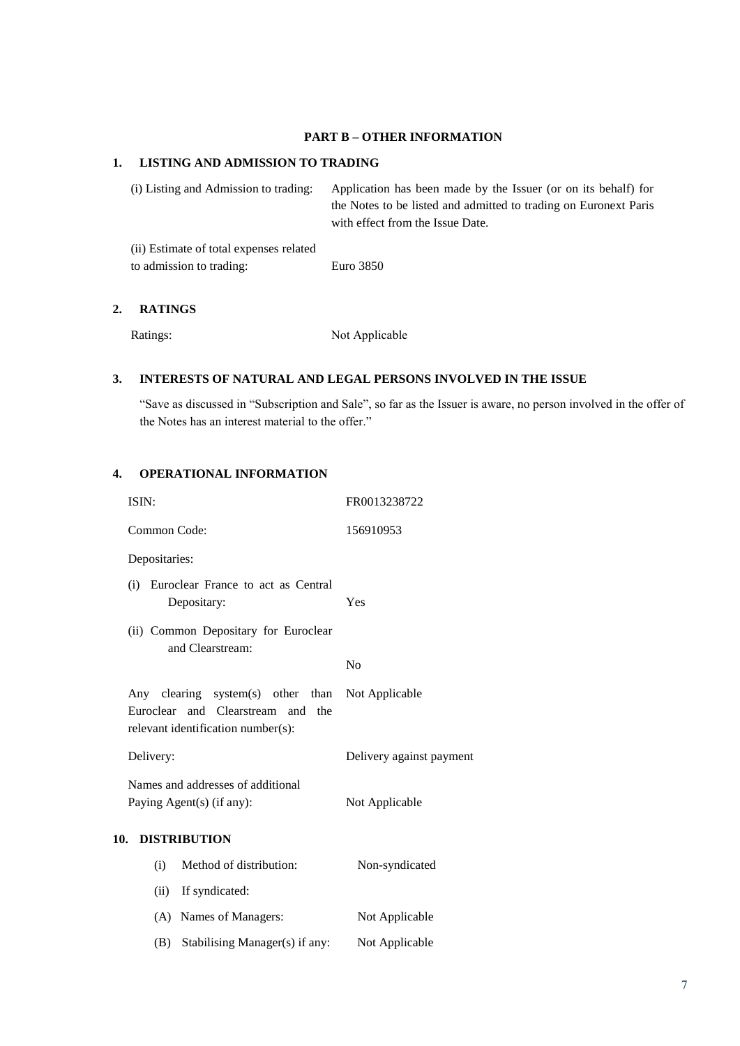## PART B – OTHER INFORMATION

### 1. LISTING AND ADMISSION TO TRADING

| | |
|---|---|
| (i) Listing and Admission to trading: | Application has been made by the Issuer (or on its behalf) for the Notes to be listed and admitted to trading on Euronext Paris with effect from the Issue Date. |
| (ii) Estimate of total expenses related to admission to trading: | Euro 3850 |

### 2. RATINGS

| | |
|---|---|
| Ratings: | Not Applicable |

### 3. INTERESTS OF NATURAL AND LEGAL PERSONS INVOLVED IN THE ISSUE

"Save as discussed in "Subscription and Sale", so far as the Issuer is aware, no person involved in the offer of the Notes has an interest material to the offer."

### 4. OPERATIONAL INFORMATION

| | |
|---|---|
| ISIN: | FR0013238722 |
| Common Code: | 156910953 |
| Depositaries: | |
| (i) Euroclear France to act as Central Depositary: | Yes |
| (ii) Common Depositary for Euroclear and Clearstream: | No |
| Any clearing system(s) other than Euroclear and Clearstream and the relevant identification number(s): | Not Applicable |
| Delivery: | Delivery against payment |
| Names and addresses of additional Paying Agent(s) (if any): | Not Applicable |

### 10. DISTRIBUTION

| | |
|---|---|
| (i) Method of distribution: | Non-syndicated |
| (ii) If syndicated: | |
| (A) Names of Managers: | Not Applicable |
| (B) Stabilising Manager(s) if any: | Not Applicable |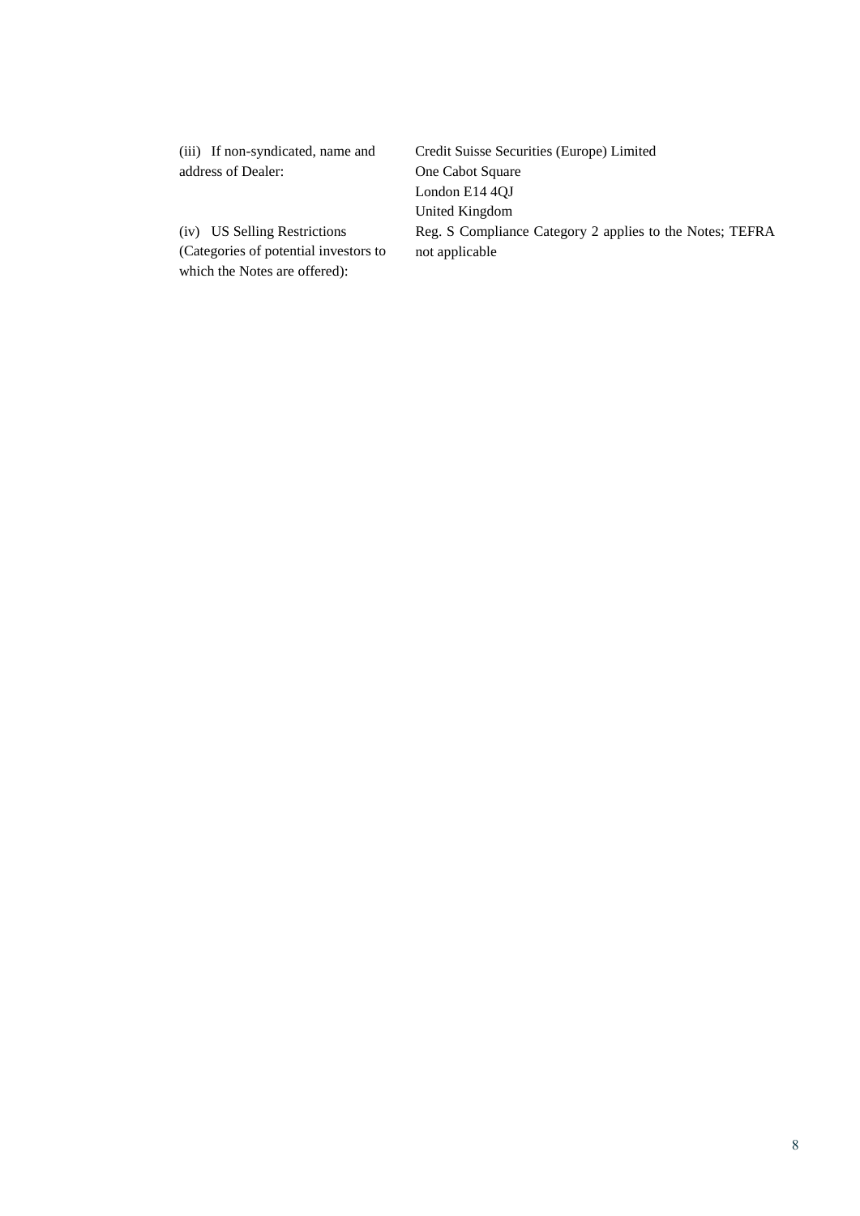| | |
|---|---|
| (iii) If non-syndicated, name and address of Dealer: | Credit Suisse Securities (Europe) Limited<br>One Cabot Square<br>London E14 4QJ<br>United Kingdom |
| (iv) US Selling Restrictions (Categories of potential investors to which the Notes are offered): | Reg. S Compliance Category 2 applies to the Notes; TEFRA not applicable |